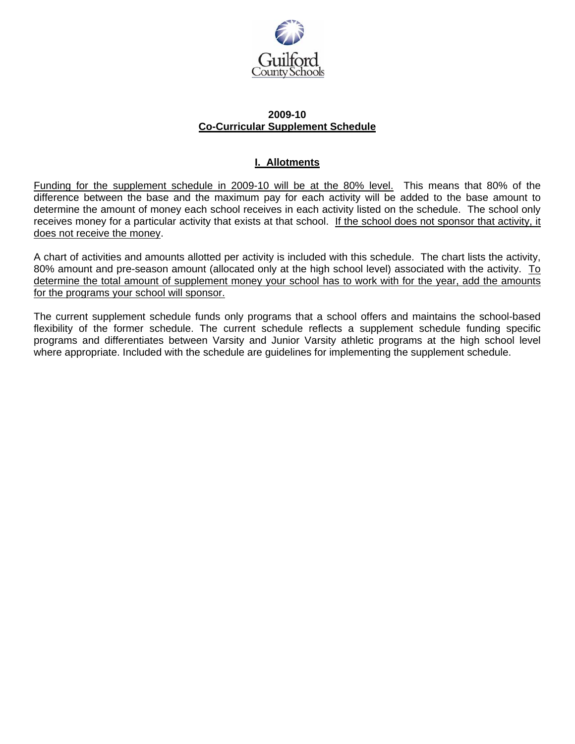Guilford County Schools

# 2009-10
# Co-Curricular Supplement Schedule

## I. Allotments

Funding for the supplement schedule in 2009-10 will be at the 80% level. This means that 80% of the difference between the base and the maximum pay for each activity will be added to the base amount to determine the amount of money each school receives in each activity listed on the schedule. The school only receives money for a particular activity that exists at that school. If the school does not sponsor that activity, it does not receive the money.

A chart of activities and amounts allotted per activity is included with this schedule. The chart lists the activity, 80% amount and pre-season amount (allocated only at the high school level) associated with the activity. To determine the total amount of supplement money your school has to work with for the year, add the amounts for the programs your school will sponsor.

The current supplement schedule funds only programs that a school offers and maintains the school-based flexibility of the former schedule. The current schedule reflects a supplement schedule funding specific programs and differentiates between Varsity and Junior Varsity athletic programs at the high school level where appropriate. Included with the schedule are guidelines for implementing the supplement schedule.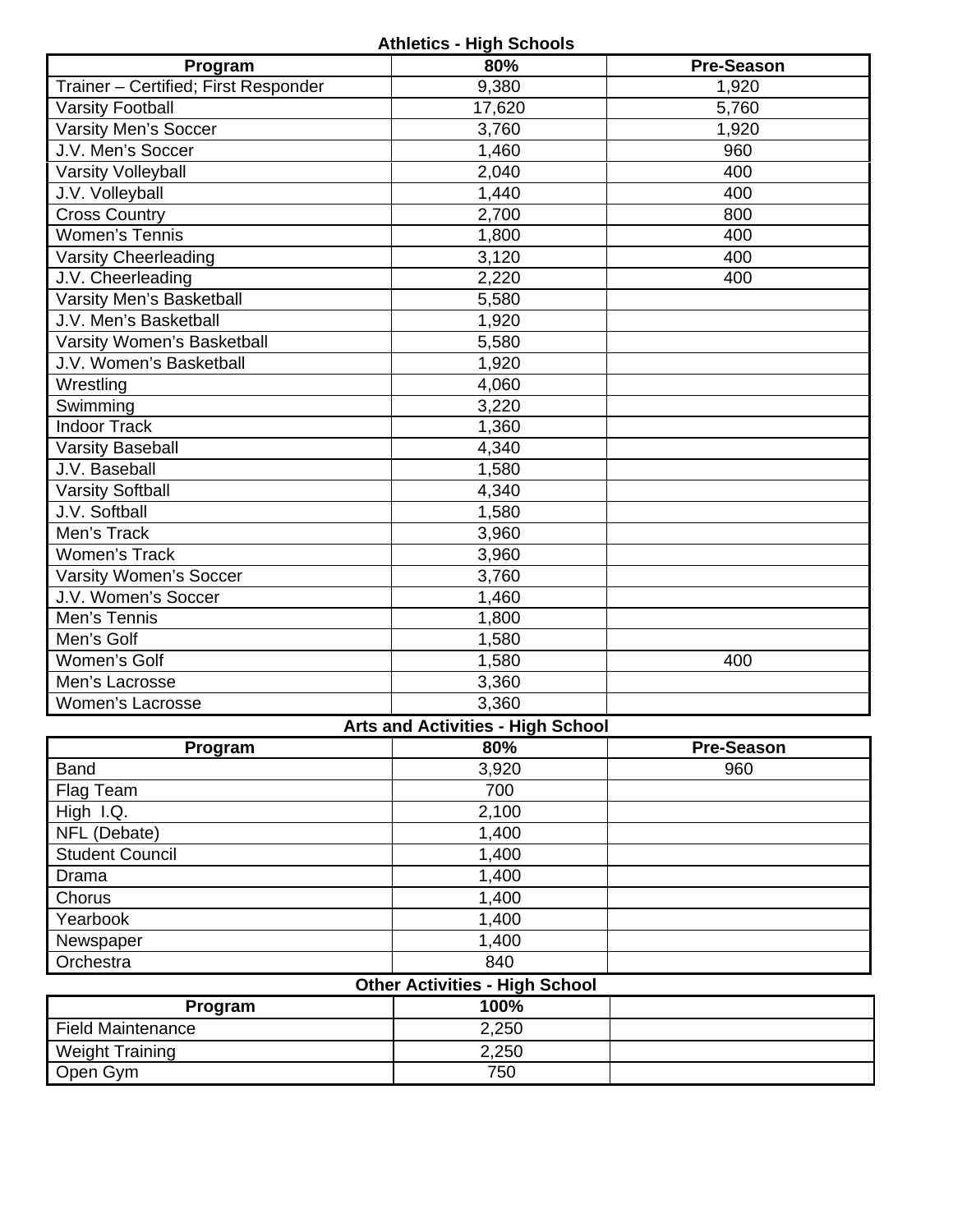**Athletics - High Schools**

| Program | 80% | Pre-Season |
|---|---|---|
| Trainer – Certified; First Responder | 9,380 | 1,920 |
| Varsity Football | 17,620 | 5,760 |
| Varsity Men's Soccer | 3,760 | 1,920 |
| J.V. Men's Soccer | 1,460 | 960 |
| Varsity Volleyball | 2,040 | 400 |
| J.V. Volleyball | 1,440 | 400 |
| Cross Country | 2,700 | 800 |
| Women's Tennis | 1,800 | 400 |
| Varsity Cheerleading | 3,120 | 400 |
| J.V. Cheerleading | 2,220 | 400 |
| Varsity Men's Basketball | 5,580 | |
| J.V. Men's Basketball | 1,920 | |
| Varsity Women's Basketball | 5,580 | |
| J.V. Women's Basketball | 1,920 | |
| Wrestling | 4,060 | |
| Swimming | 3,220 | |
| Indoor Track | 1,360 | |
| Varsity Baseball | 4,340 | |
| J.V. Baseball | 1,580 | |
| Varsity Softball | 4,340 | |
| J.V. Softball | 1,580 | |
| Men's Track | 3,960 | |
| Women's Track | 3,960 | |
| Varsity Women's Soccer | 3,760 | |
| J.V. Women's Soccer | 1,460 | |
| Men's Tennis | 1,800 | |
| Men's Golf | 1,580 | |
| Women's Golf | 1,580 | 400 |
| Men's Lacrosse | 3,360 | |
| Women's Lacrosse | 3,360 | |

**Arts and Activities - High School**

| Program | 80% | Pre-Season |
|---|---|---|
| Band | 3,920 | 960 |
| Flag Team | 700 | |
| High I.Q. | 2,100 | |
| NFL (Debate) | 1,400 | |
| Student Council | 1,400 | |
| Drama | 1,400 | |
| Chorus | 1,400 | |
| Yearbook | 1,400 | |
| Newspaper | 1,400 | |
| Orchestra | 840 | |

**Other Activities - High School**

| Program | 100% | |
|---|---|---|
| Field Maintenance | 2,250 | |
| Weight Training | 2,250 | |
| Open Gym | 750 | |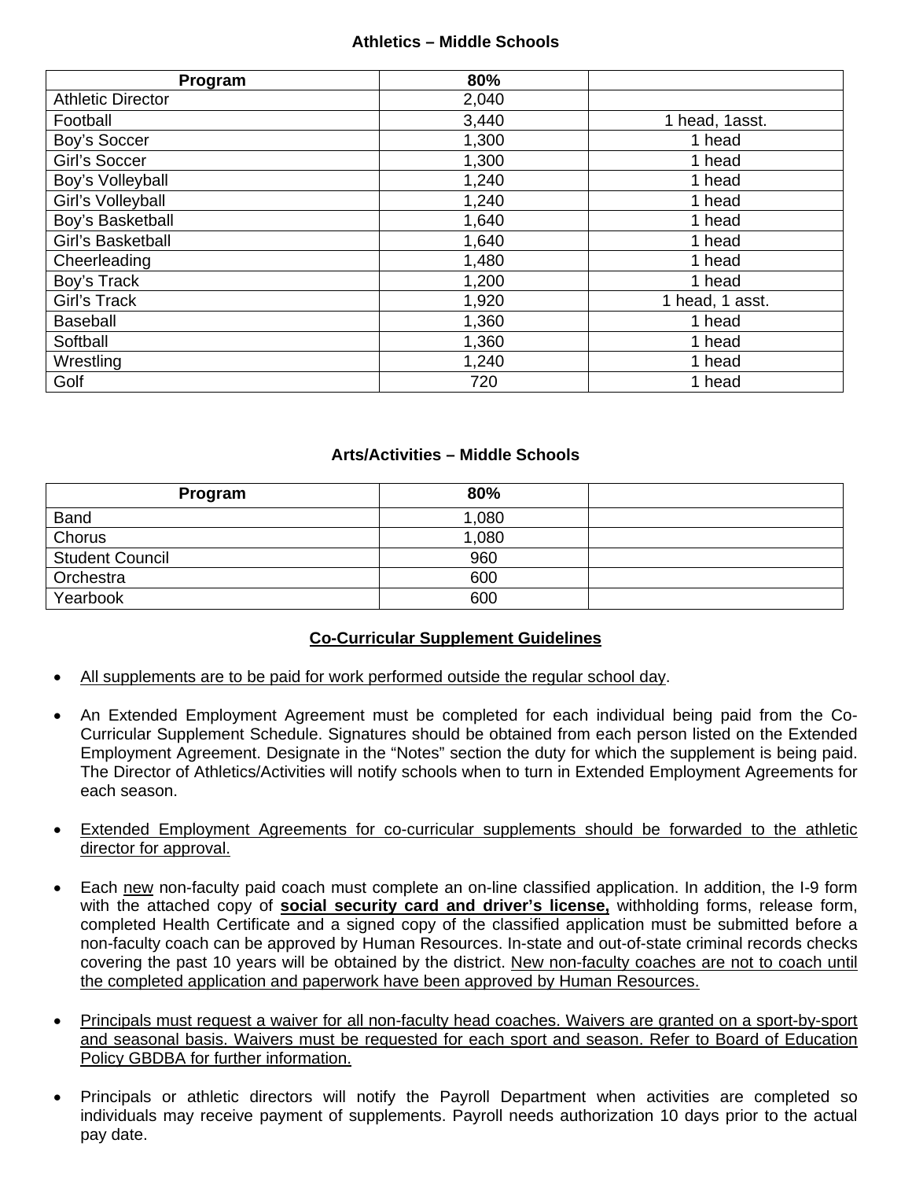### Athletics – Middle Schools

| Program | 80% | |
|---|---|---|
| Athletic Director | 2,040 | |
| Football | 3,440 | 1 head, 1asst. |
| Boy's Soccer | 1,300 | 1 head |
| Girl's Soccer | 1,300 | 1 head |
| Boy's Volleyball | 1,240 | 1 head |
| Girl's Volleyball | 1,240 | 1 head |
| Boy's Basketball | 1,640 | 1 head |
| Girl's Basketball | 1,640 | 1 head |
| Cheerleading | 1,480 | 1 head |
| Boy's Track | 1,200 | 1 head |
| Girl's Track | 1,920 | 1 head, 1 asst. |
| Baseball | 1,360 | 1 head |
| Softball | 1,360 | 1 head |
| Wrestling | 1,240 | 1 head |
| Golf | 720 | 1 head |

### Arts/Activities – Middle Schools

| Program | 80% | |
|---|---|---|
| Band | 1,080 | |
| Chorus | 1,080 | |
| Student Council | 960 | |
| Orchestra | 600 | |
| Yearbook | 600 | |

### Co-Curricular Supplement Guidelines

- All supplements are to be paid for work performed outside the regular school day.
- An Extended Employment Agreement must be completed for each individual being paid from the Co-Curricular Supplement Schedule. Signatures should be obtained from each person listed on the Extended Employment Agreement. Designate in the "Notes" section the duty for which the supplement is being paid. The Director of Athletics/Activities will notify schools when to turn in Extended Employment Agreements for each season.
- Extended Employment Agreements for co-curricular supplements should be forwarded to the athletic director for approval.
- Each new non-faculty paid coach must complete an on-line classified application. In addition, the I-9 form with the attached copy of **social security card and driver's license,** withholding forms, release form, completed Health Certificate and a signed copy of the classified application must be submitted before a non-faculty coach can be approved by Human Resources. In-state and out-of-state criminal records checks covering the past 10 years will be obtained by the district. New non-faculty coaches are not to coach until the completed application and paperwork have been approved by Human Resources.
- Principals must request a waiver for all non-faculty head coaches. Waivers are granted on a sport-by-sport and seasonal basis. Waivers must be requested for each sport and season. Refer to Board of Education Policy GBDBA for further information.
- Principals or athletic directors will notify the Payroll Department when activities are completed so individuals may receive payment of supplements. Payroll needs authorization 10 days prior to the actual pay date.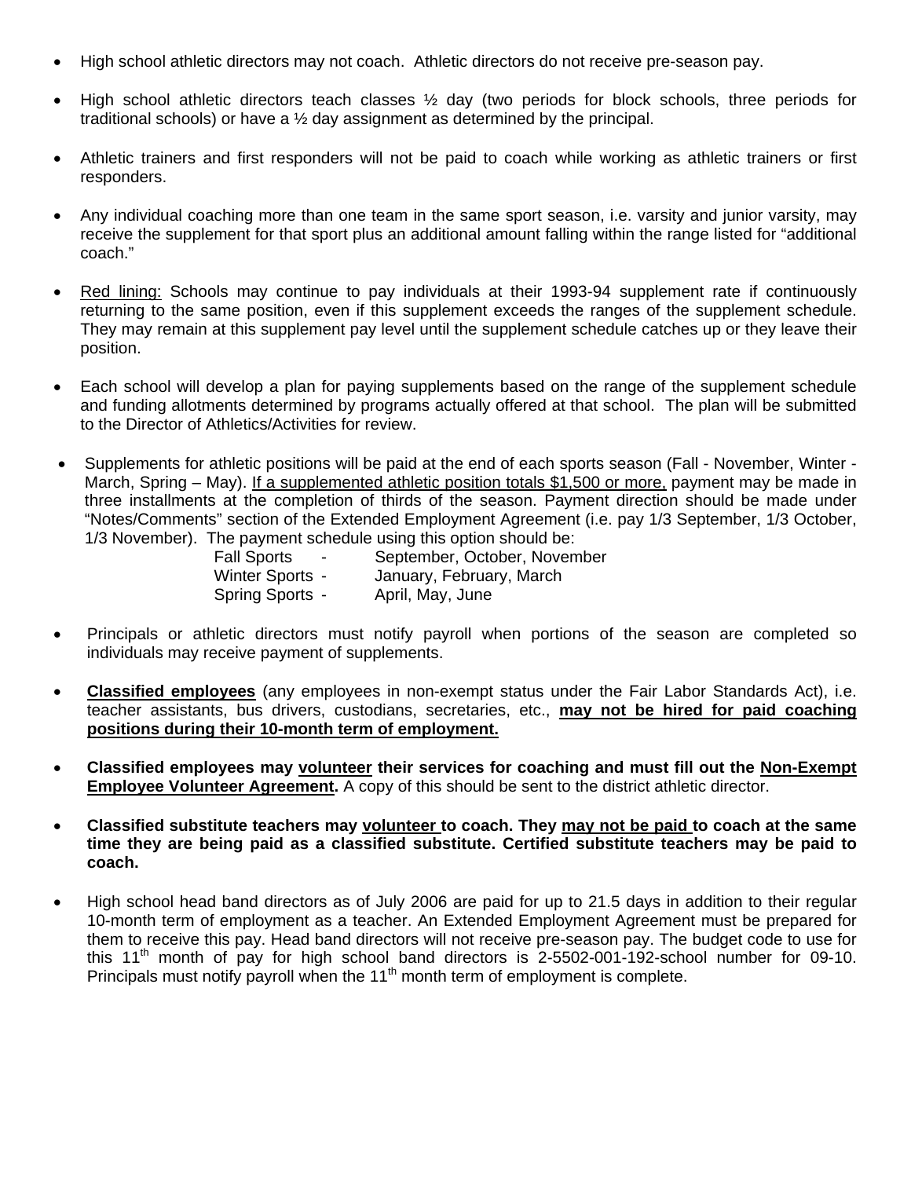- High school athletic directors may not coach. Athletic directors do not receive pre-season pay.

- High school athletic directors teach classes ½ day (two periods for block schools, three periods for traditional schools) or have a ½ day assignment as determined by the principal.

- Athletic trainers and first responders will not be paid to coach while working as athletic trainers or first responders.

- Any individual coaching more than one team in the same sport season, i.e. varsity and junior varsity, may receive the supplement for that sport plus an additional amount falling within the range listed for "additional coach."

- <u>Red lining:</u> Schools may continue to pay individuals at their 1993-94 supplement rate if continuously returning to the same position, even if this supplement exceeds the ranges of the supplement schedule. They may remain at this supplement pay level until the supplement schedule catches up or they leave their position.

- Each school will develop a plan for paying supplements based on the range of the supplement schedule and funding allotments determined by programs actually offered at that school. The plan will be submitted to the Director of Athletics/Activities for review.

- Supplements for athletic positions will be paid at the end of each sports season (Fall - November, Winter - March, Spring – May). <u>If a supplemented athletic position totals $1,500 or more,</u> payment may be made in three installments at the completion of thirds of the season. Payment direction should be made under "Notes/Comments" section of the Extended Employment Agreement (i.e. pay 1/3 September, 1/3 October, 1/3 November). The payment schedule using this option should be:

  Fall Sports - September, October, November
  Winter Sports - January, February, March
  Spring Sports - April, May, June

- Principals or athletic directors must notify payroll when portions of the season are completed so individuals may receive payment of supplements.

- **<u>Classified employees</u>** (any employees in non-exempt status under the Fair Labor Standards Act), i.e. teacher assistants, bus drivers, custodians, secretaries, etc., **<u>may not be hired for paid coaching positions during their 10-month term of employment.</u>**

- **Classified employees may <u>volunteer</u> their services for coaching and must fill out the <u>Non-Exempt Employee Volunteer Agreement</u>.** A copy of this should be sent to the district athletic director.

- **Classified substitute teachers may <u>volunteer</u> to coach. They <u>may not be paid</u> to coach at the same time they are being paid as a classified substitute. Certified substitute teachers may be paid to coach.**

- High school head band directors as of July 2006 are paid for up to 21.5 days in addition to their regular 10-month term of employment as a teacher. An Extended Employment Agreement must be prepared for them to receive this pay. Head band directors will not receive pre-season pay. The budget code to use for this 11th month of pay for high school band directors is 2-5502-001-192-school number for 09-10. Principals must notify payroll when the 11th month term of employment is complete.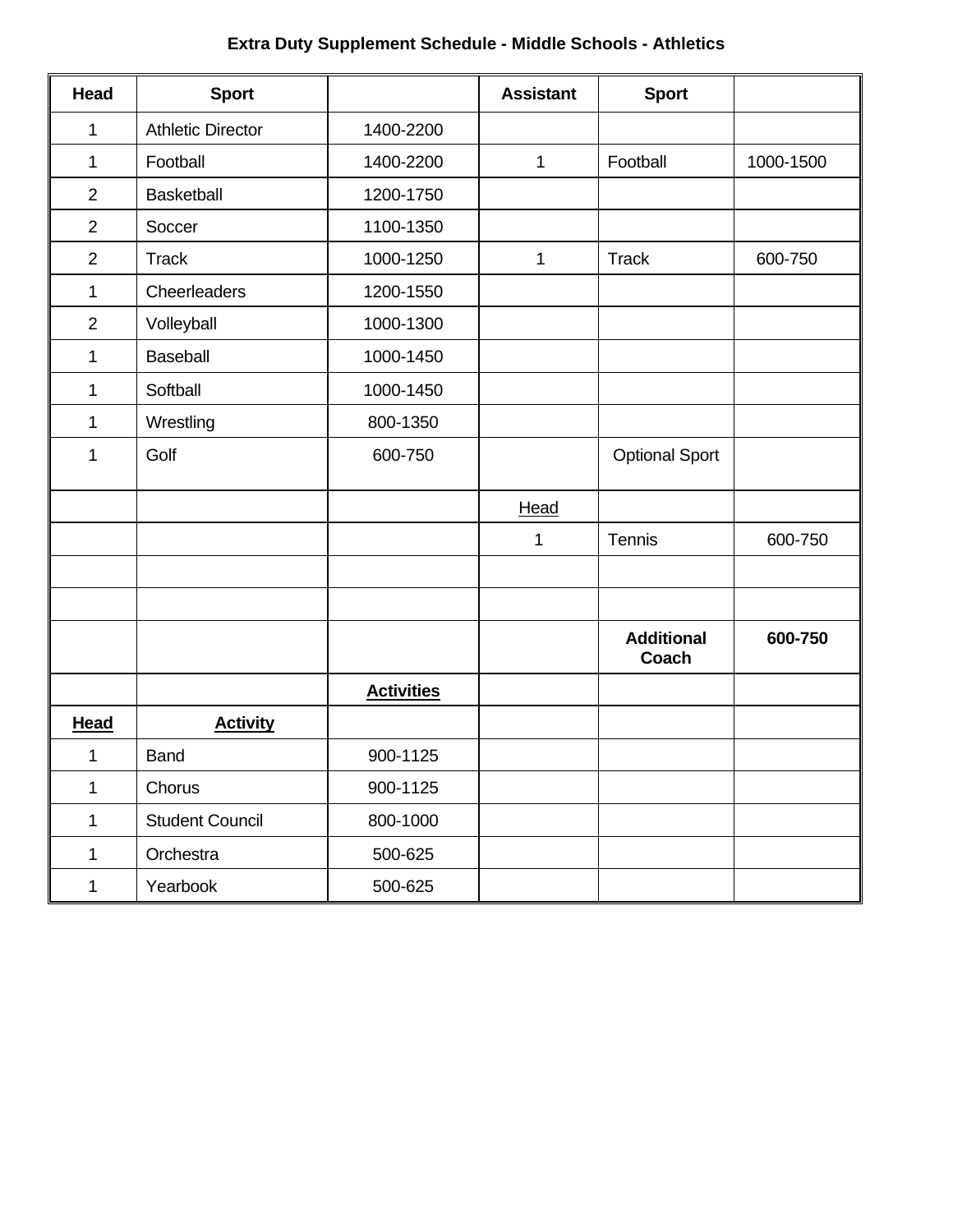**Extra Duty Supplement Schedule - Middle Schools - Athletics**

| Head | Sport | | Assistant | Sport | |
|---|---|---|---|---|---|
| 1 | Athletic Director | 1400-2200 | | | |
| 1 | Football | 1400-2200 | 1 | Football | 1000-1500 |
| 2 | Basketball | 1200-1750 | | | |
| 2 | Soccer | 1100-1350 | | | |
| 2 | Track | 1000-1250 | 1 | Track | 600-750 |
| 1 | Cheerleaders | 1200-1550 | | | |
| 2 | Volleyball | 1000-1300 | | | |
| 1 | Baseball | 1000-1450 | | | |
| 1 | Softball | 1000-1450 | | | |
| 1 | Wrestling | 800-1350 | | | |
| 1 | Golf | 600-750 | | Optional Sport | |
| | | | Head | | |
| | | | 1 | Tennis | 600-750 |
| | | | | | |
| | | | | | |
| | | | | **Additional Coach** | **600-750** |
| | | **Activities** | | | |
| **Head** | **Activity** | | | | |
| 1 | Band | 900-1125 | | | |
| 1 | Chorus | 900-1125 | | | |
| 1 | Student Council | 800-1000 | | | |
| 1 | Orchestra | 500-625 | | | |
| 1 | Yearbook | 500-625 | | | |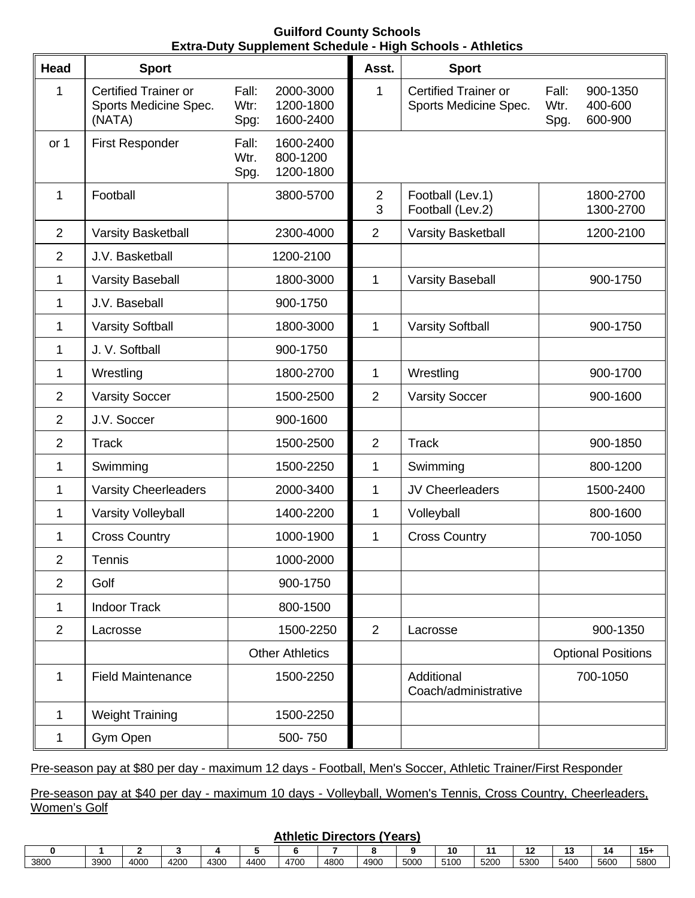**Guilford County Schools**
**Extra-Duty Supplement Schedule - High Schools - Athletics**

| Head | Sport | | Asst. | Sport | |
|---|---|---|---|---|---|
| 1 | Certified Trainer or Sports Medicine Spec. (NATA) | Fall: 2000-3000<br>Wtr: 1200-1800<br>Spg: 1600-2400 | 1 | Certified Trainer or Sports Medicine Spec. | Fall: 900-1350<br>Wtr. 400-600<br>Spg. 600-900 |
| or 1 | First Responder | Fall: 1600-2400<br>Wtr. 800-1200<br>Spg. 1200-1800 | | | |
| 1 | Football | 3800-5700 | 2<br>3 | Football (Lev.1)<br>Football (Lev.2) | 1800-2700<br>1300-2700 |
| 2 | Varsity Basketball | 2300-4000 | 2 | Varsity Basketball | 1200-2100 |
| 2 | J.V. Basketball | 1200-2100 | | | |
| 1 | Varsity Baseball | 1800-3000 | 1 | Varsity Baseball | 900-1750 |
| 1 | J.V. Baseball | 900-1750 | | | |
| 1 | Varsity Softball | 1800-3000 | 1 | Varsity Softball | 900-1750 |
| 1 | J. V. Softball | 900-1750 | | | |
| 1 | Wrestling | 1800-2700 | 1 | Wrestling | 900-1700 |
| 2 | Varsity Soccer | 1500-2500 | 2 | Varsity Soccer | 900-1600 |
| 2 | J.V. Soccer | 900-1600 | | | |
| 2 | Track | 1500-2500 | 2 | Track | 900-1850 |
| 1 | Swimming | 1500-2250 | 1 | Swimming | 800-1200 |
| 1 | Varsity Cheerleaders | 2000-3400 | 1 | JV Cheerleaders | 1500-2400 |
| 1 | Varsity Volleyball | 1400-2200 | 1 | Volleyball | 800-1600 |
| 1 | Cross Country | 1000-1900 | 1 | Cross Country | 700-1050 |
| 2 | Tennis | 1000-2000 | | | |
| 2 | Golf | 900-1750 | | | |
| 1 | Indoor Track | 800-1500 | | | |
| 2 | Lacrosse | 1500-2250 | 2 | Lacrosse | 900-1350 |
| | | Other Athletics | | | Optional Positions |
| 1 | Field Maintenance | 1500-2250 | | Additional Coach/administrative | 700-1050 |
| 1 | Weight Training | 1500-2250 | | | |
| 1 | Gym Open | 500- 750 | | | |

Pre-season pay at $80 per day - maximum 12 days - Football, Men's Soccer, Athletic Trainer/First Responder

Pre-season pay at $40 per day - maximum 10 days - Volleyball, Women's Tennis, Cross Country, Cheerleaders, Women's Golf

**Athletic Directors (Years)**

| 0 | 1 | 2 | 3 | 4 | 5 | 6 | 7 | 8 | 9 | 10 | 11 | 12 | 13 | 14 | 15+ |
|---|---|---|---|---|---|---|---|---|---|---|---|---|---|---|---|
| 3800 | 3900 | 4000 | 4200 | 4300 | 4400 | 4700 | 4800 | 4900 | 5000 | 5100 | 5200 | 5300 | 5400 | 5600 | 5800 |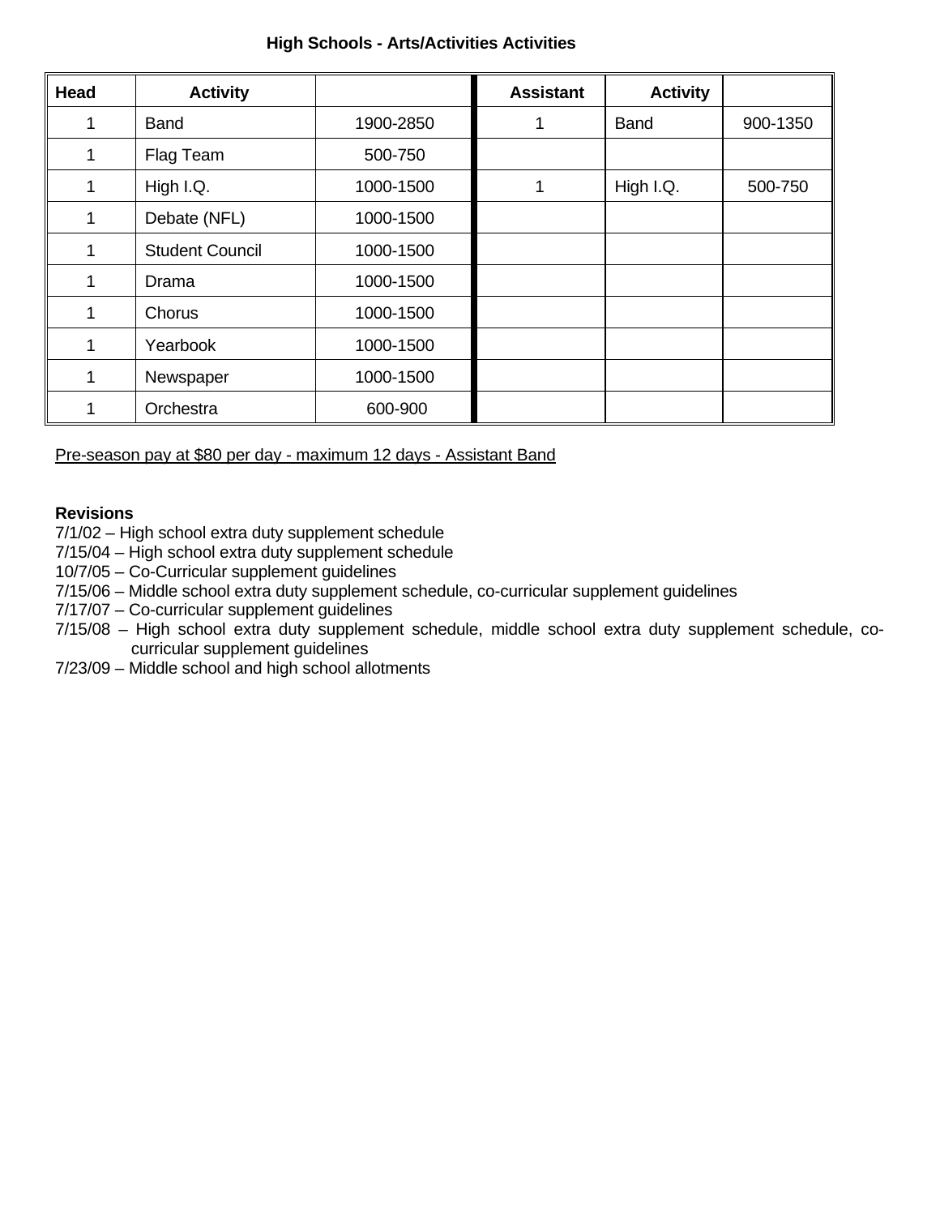**High Schools - Arts/Activities Activities**

| Head | Activity | | Assistant | Activity | |
|---|---|---|---|---|---|
| 1 | Band | 1900-2850 | 1 | Band | 900-1350 |
| 1 | Flag Team | 500-750 | | | |
| 1 | High I.Q. | 1000-1500 | 1 | High I.Q. | 500-750 |
| 1 | Debate (NFL) | 1000-1500 | | | |
| 1 | Student Council | 1000-1500 | | | |
| 1 | Drama | 1000-1500 | | | |
| 1 | Chorus | 1000-1500 | | | |
| 1 | Yearbook | 1000-1500 | | | |
| 1 | Newspaper | 1000-1500 | | | |
| 1 | Orchestra | 600-900 | | | |

<u>Pre-season pay at $80 per day - maximum 12 days - Assistant Band</u>

**Revisions**

7/1/02 – High school extra duty supplement schedule
7/15/04 – High school extra duty supplement schedule
10/7/05 – Co-Curricular supplement guidelines
7/15/06 – Middle school extra duty supplement schedule, co-curricular supplement guidelines
7/17/07 – Co-curricular supplement guidelines
7/15/08 – High school extra duty supplement schedule, middle school extra duty supplement schedule, co-curricular supplement guidelines
7/23/09 – Middle school and high school allotments